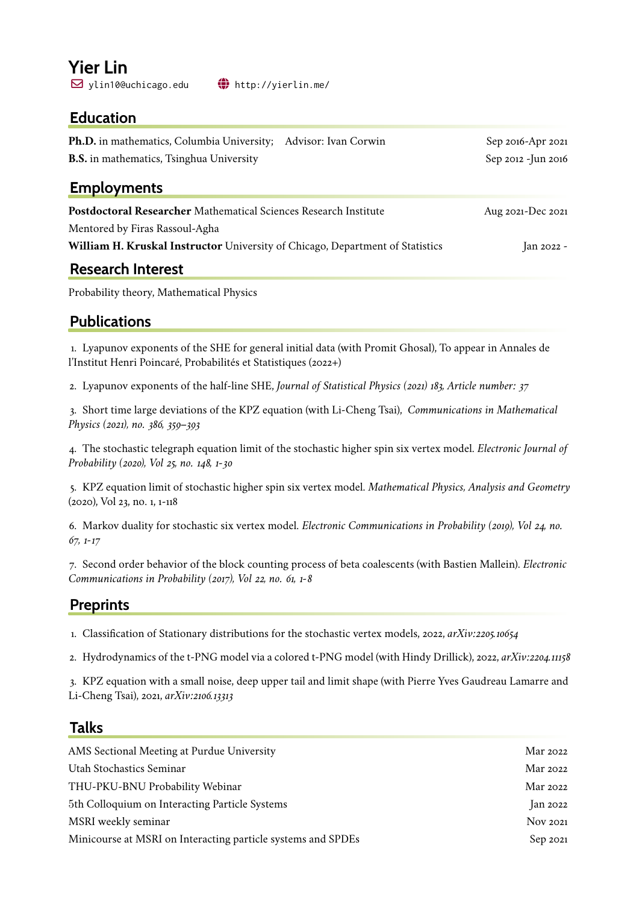# Yier Lin

ylin10@uchicago.edu http://yierlin.me/

## Education

**Ph.D.** in mathematics, Columbia University; Advisor: Ivan Corwin — Sep 2016-Apr 2021

**B.S.** in mathematics, Tsinghua University — Sep 2012 -Jun 2016

## Employments

**Postdoctoral Researcher** Mathematical Sciences Research Institute — Aug 2021-Dec 2021

Mentored by Firas Rassoul-Agha

**William H. Kruskal Instructor** University of Chicago, Department of Statistics — Jan 2022 -

## Research Interest

Probability theory, Mathematical Physics

## Publications

1. Lyapunov exponents of the SHE for general initial data (with Promit Ghosal), To appear in Annales de l'Institut Henri Poincaré, Probabilités et Statistiques (2022+)

2. Lyapunov exponents of the half-line SHE, *Journal of Statistical Physics (2021) 183, Article number: 37*

3. Short time large deviations of the KPZ equation (with Li-Cheng Tsai), *Communications in Mathematical Physics (2021), no. 386, 359–393*

4. The stochastic telegraph equation limit of the stochastic higher spin six vertex model. *Electronic Journal of Probability (2020), Vol 25, no. 148, 1-30*

5. KPZ equation limit of stochastic higher spin six vertex model. *Mathematical Physics, Analysis and Geometry* (2020), Vol 23, no. 1, 1-118

6. Markov duality for stochastic six vertex model. *Electronic Communications in Probability (2019), Vol 24, no. 67, 1-17*

7. Second order behavior of the block counting process of beta coalescents (with Bastien Mallein). *Electronic Communications in Probability (2017), Vol 22, no. 61, 1-8*

## Preprints

1. Classification of Stationary distributions for the stochastic vertex models, 2022, *arXiv:2205.10654*

2. Hydrodynamics of the t-PNG model via a colored t-PNG model (with Hindy Drillick), 2022, *arXiv:2204.11158*

3. KPZ equation with a small noise, deep upper tail and limit shape (with Pierre Yves Gaudreau Lamarre and Li-Cheng Tsai), 2021, *arXiv:2106.13313*

## Talks

| | |
|---|---|
| AMS Sectional Meeting at Purdue University | Mar 2022 |
| Utah Stochastics Seminar | Mar 2022 |
| THU-PKU-BNU Probability Webinar | Mar 2022 |
| 5th Colloquium on Interacting Particle Systems | Jan 2022 |
| MSRI weekly seminar | Nov 2021 |
| Minicourse at MSRI on Interacting particle systems and SPDEs | Sep 2021 |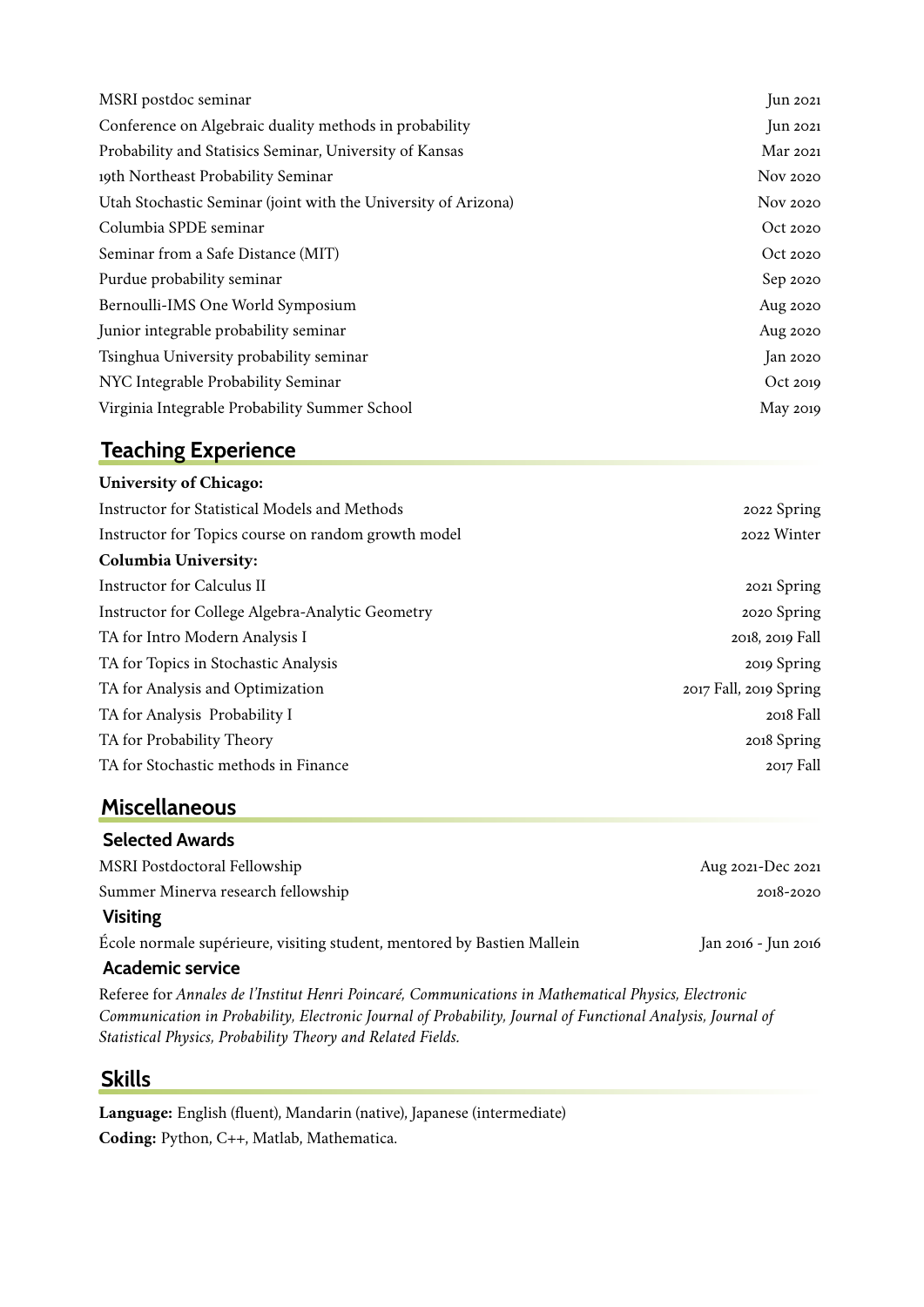MSRI postdoc seminar — Jun 2021
Conference on Algebraic duality methods in probability — Jun 2021
Probability and Statisics Seminar, University of Kansas — Mar 2021
19th Northeast Probability Seminar — Nov 2020
Utah Stochastic Seminar (joint with the University of Arizona) — Nov 2020
Columbia SPDE seminar — Oct 2020
Seminar from a Safe Distance (MIT) — Oct 2020
Purdue probability seminar — Sep 2020
Bernoulli-IMS One World Symposium — Aug 2020
Junior integrable probability seminar — Aug 2020
Tsinghua University probability seminar — Jan 2020
NYC Integrable Probability Seminar — Oct 2019
Virginia Integrable Probability Summer School — May 2019

## Teaching Experience

**University of Chicago:**

Instructor for Statistical Models and Methods — 2022 Spring
Instructor for Topics course on random growth model — 2022 Winter

**Columbia University:**

Instructor for Calculus II — 2021 Spring
Instructor for College Algebra-Analytic Geometry — 2020 Spring
TA for Intro Modern Analysis I — 2018, 2019 Fall
TA for Topics in Stochastic Analysis — 2019 Spring
TA for Analysis and Optimization — 2017 Fall, 2019 Spring
TA for Analysis Probability I — 2018 Fall
TA for Probability Theory — 2018 Spring
TA for Stochastic methods in Finance — 2017 Fall

## Miscellaneous

### Selected Awards

MSRI Postdoctoral Fellowship — Aug 2021-Dec 2021
Summer Minerva research fellowship — 2018-2020

### Visiting

École normale supérieure, visiting student, mentored by Bastien Mallein — Jan 2016 - Jun 2016

### Academic service

Referee for *Annales de l'Institut Henri Poincaré, Communications in Mathematical Physics, Electronic Communication in Probability, Electronic Journal of Probability, Journal of Functional Analysis, Journal of Statistical Physics, Probability Theory and Related Fields.*

## Skills

**Language:** English (fluent), Mandarin (native), Japanese (intermediate)

**Coding:** Python, C++, Matlab, Mathematica.